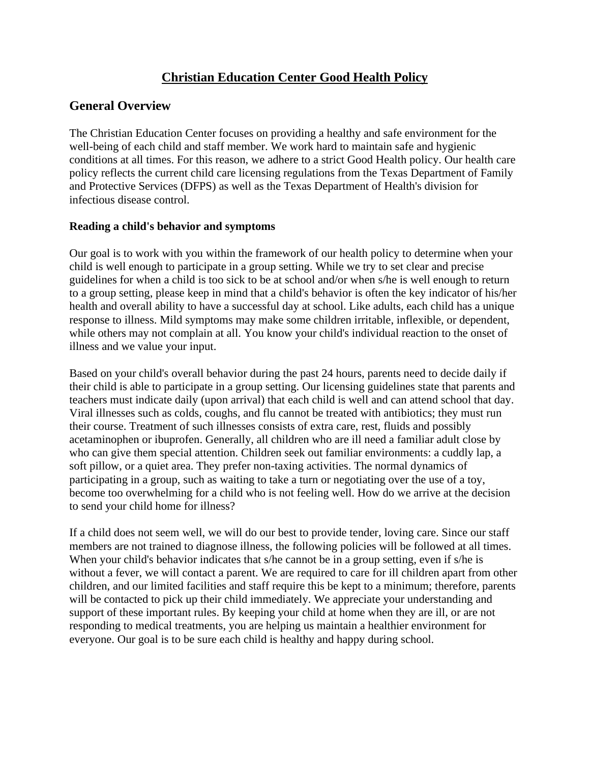# Christian Education Center Good Health Policy

## General Overview

The Christian Education Center focuses on providing a healthy and safe environment for the well-being of each child and staff member. We work hard to maintain safe and hygienic conditions at all times. For this reason, we adhere to a strict Good Health policy. Our health care policy reflects the current child care licensing regulations from the Texas Department of Family and Protective Services (DFPS) as well as the Texas Department of Health's division for infectious disease control.

### Reading a child's behavior and symptoms

Our goal is to work with you within the framework of our health policy to determine when your child is well enough to participate in a group setting. While we try to set clear and precise guidelines for when a child is too sick to be at school and/or when s/he is well enough to return to a group setting, please keep in mind that a child's behavior is often the key indicator of his/her health and overall ability to have a successful day at school. Like adults, each child has a unique response to illness. Mild symptoms may make some children irritable, inflexible, or dependent, while others may not complain at all. You know your child's individual reaction to the onset of illness and we value your input.

Based on your child's overall behavior during the past 24 hours, parents need to decide daily if their child is able to participate in a group setting. Our licensing guidelines state that parents and teachers must indicate daily (upon arrival) that each child is well and can attend school that day. Viral illnesses such as colds, coughs, and flu cannot be treated with antibiotics; they must run their course. Treatment of such illnesses consists of extra care, rest, fluids and possibly acetaminophen or ibuprofen. Generally, all children who are ill need a familiar adult close by who can give them special attention. Children seek out familiar environments: a cuddly lap, a soft pillow, or a quiet area. They prefer non-taxing activities. The normal dynamics of participating in a group, such as waiting to take a turn or negotiating over the use of a toy, become too overwhelming for a child who is not feeling well. How do we arrive at the decision to send your child home for illness?

If a child does not seem well, we will do our best to provide tender, loving care. Since our staff members are not trained to diagnose illness, the following policies will be followed at all times. When your child's behavior indicates that s/he cannot be in a group setting, even if s/he is without a fever, we will contact a parent. We are required to care for ill children apart from other children, and our limited facilities and staff require this be kept to a minimum; therefore, parents will be contacted to pick up their child immediately. We appreciate your understanding and support of these important rules. By keeping your child at home when they are ill, or are not responding to medical treatments, you are helping us maintain a healthier environment for everyone. Our goal is to be sure each child is healthy and happy during school.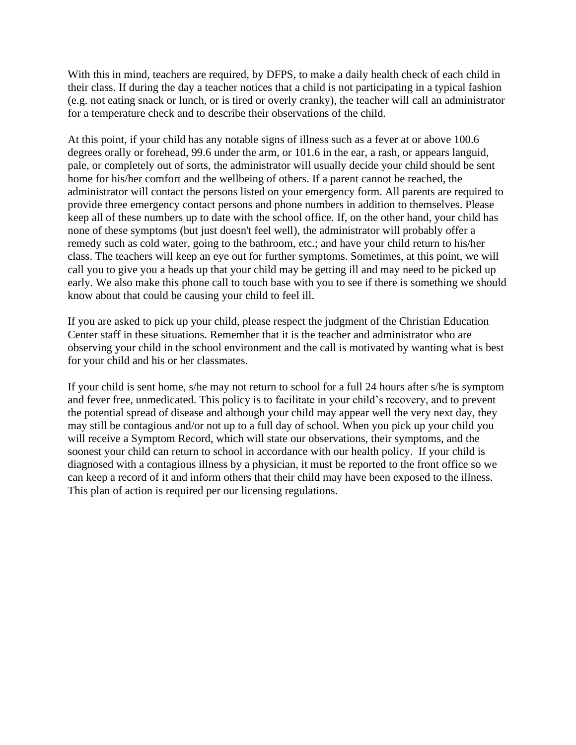With this in mind, teachers are required, by DFPS, to make a daily health check of each child in their class. If during the day a teacher notices that a child is not participating in a typical fashion (e.g. not eating snack or lunch, or is tired or overly cranky), the teacher will call an administrator for a temperature check and to describe their observations of the child.

At this point, if your child has any notable signs of illness such as a fever at or above 100.6 degrees orally or forehead, 99.6 under the arm, or 101.6 in the ear, a rash, or appears languid, pale, or completely out of sorts, the administrator will usually decide your child should be sent home for his/her comfort and the wellbeing of others. If a parent cannot be reached, the administrator will contact the persons listed on your emergency form. All parents are required to provide three emergency contact persons and phone numbers in addition to themselves. Please keep all of these numbers up to date with the school office. If, on the other hand, your child has none of these symptoms (but just doesn't feel well), the administrator will probably offer a remedy such as cold water, going to the bathroom, etc.; and have your child return to his/her class. The teachers will keep an eye out for further symptoms. Sometimes, at this point, we will call you to give you a heads up that your child may be getting ill and may need to be picked up early. We also make this phone call to touch base with you to see if there is something we should know about that could be causing your child to feel ill.

If you are asked to pick up your child, please respect the judgment of the Christian Education Center staff in these situations. Remember that it is the teacher and administrator who are observing your child in the school environment and the call is motivated by wanting what is best for your child and his or her classmates.

If your child is sent home, s/he may not return to school for a full 24 hours after s/he is symptom and fever free, unmedicated. This policy is to facilitate in your child's recovery, and to prevent the potential spread of disease and although your child may appear well the very next day, they may still be contagious and/or not up to a full day of school. When you pick up your child you will receive a Symptom Record, which will state our observations, their symptoms, and the soonest your child can return to school in accordance with our health policy. If your child is diagnosed with a contagious illness by a physician, it must be reported to the front office so we can keep a record of it and inform others that their child may have been exposed to the illness. This plan of action is required per our licensing regulations.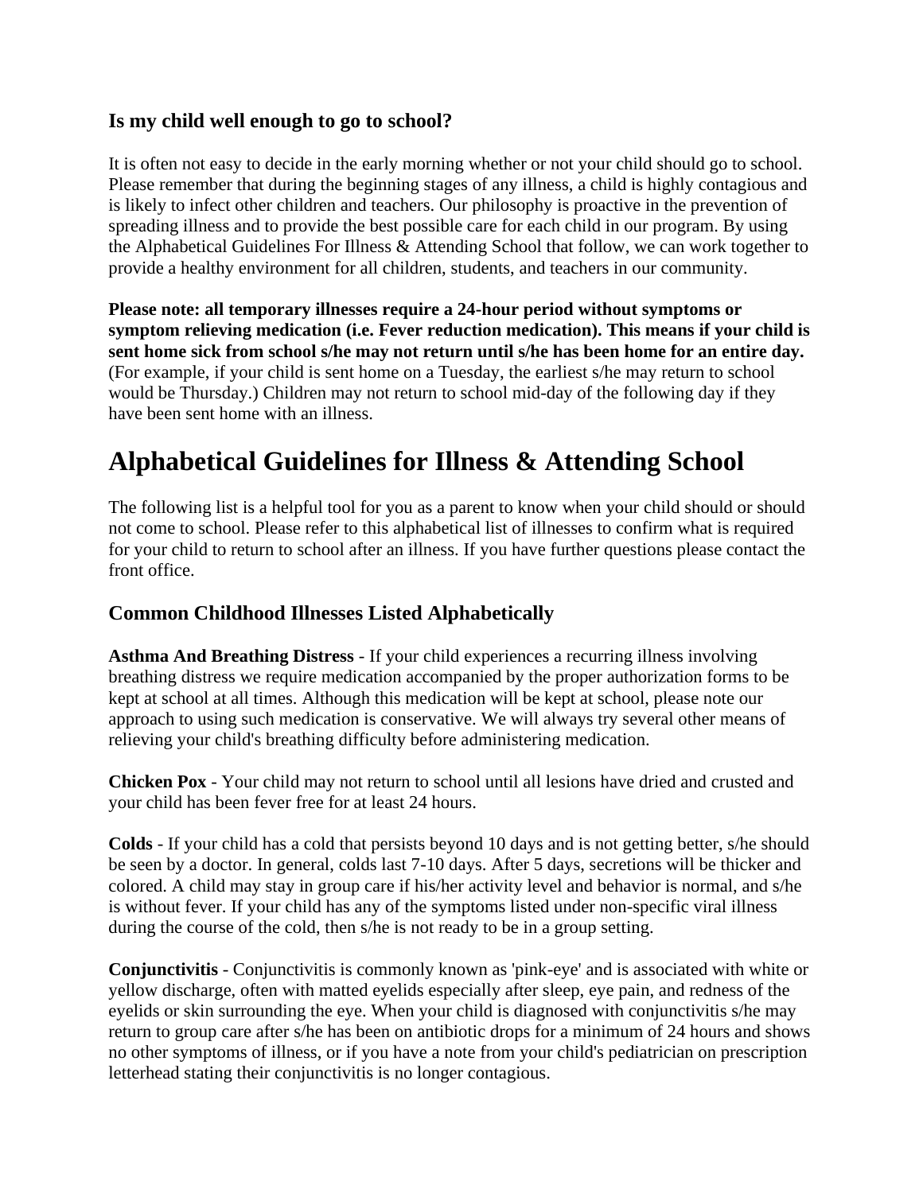### Is my child well enough to go to school?

It is often not easy to decide in the early morning whether or not your child should go to school. Please remember that during the beginning stages of any illness, a child is highly contagious and is likely to infect other children and teachers. Our philosophy is proactive in the prevention of spreading illness and to provide the best possible care for each child in our program. By using the Alphabetical Guidelines For Illness & Attending School that follow, we can work together to provide a healthy environment for all children, students, and teachers in our community.

**Please note: all temporary illnesses require a 24-hour period without symptoms or symptom relieving medication (i.e. Fever reduction medication). This means if your child is sent home sick from school s/he may not return until s/he has been home for an entire day.** (For example, if your child is sent home on a Tuesday, the earliest s/he may return to school would be Thursday.) Children may not return to school mid-day of the following day if they have been sent home with an illness.

# Alphabetical Guidelines for Illness & Attending School

The following list is a helpful tool for you as a parent to know when your child should or should not come to school. Please refer to this alphabetical list of illnesses to confirm what is required for your child to return to school after an illness. If you have further questions please contact the front office.

### Common Childhood Illnesses Listed Alphabetically

**Asthma And Breathing Distress** - If your child experiences a recurring illness involving breathing distress we require medication accompanied by the proper authorization forms to be kept at school at all times. Although this medication will be kept at school, please note our approach to using such medication is conservative. We will always try several other means of relieving your child's breathing difficulty before administering medication.

**Chicken Pox** - Your child may not return to school until all lesions have dried and crusted and your child has been fever free for at least 24 hours.

**Colds** - If your child has a cold that persists beyond 10 days and is not getting better, s/he should be seen by a doctor. In general, colds last 7-10 days. After 5 days, secretions will be thicker and colored. A child may stay in group care if his/her activity level and behavior is normal, and s/he is without fever. If your child has any of the symptoms listed under non-specific viral illness during the course of the cold, then s/he is not ready to be in a group setting.

**Conjunctivitis** - Conjunctivitis is commonly known as 'pink-eye' and is associated with white or yellow discharge, often with matted eyelids especially after sleep, eye pain, and redness of the eyelids or skin surrounding the eye. When your child is diagnosed with conjunctivitis s/he may return to group care after s/he has been on antibiotic drops for a minimum of 24 hours and shows no other symptoms of illness, or if you have a note from your child's pediatrician on prescription letterhead stating their conjunctivitis is no longer contagious.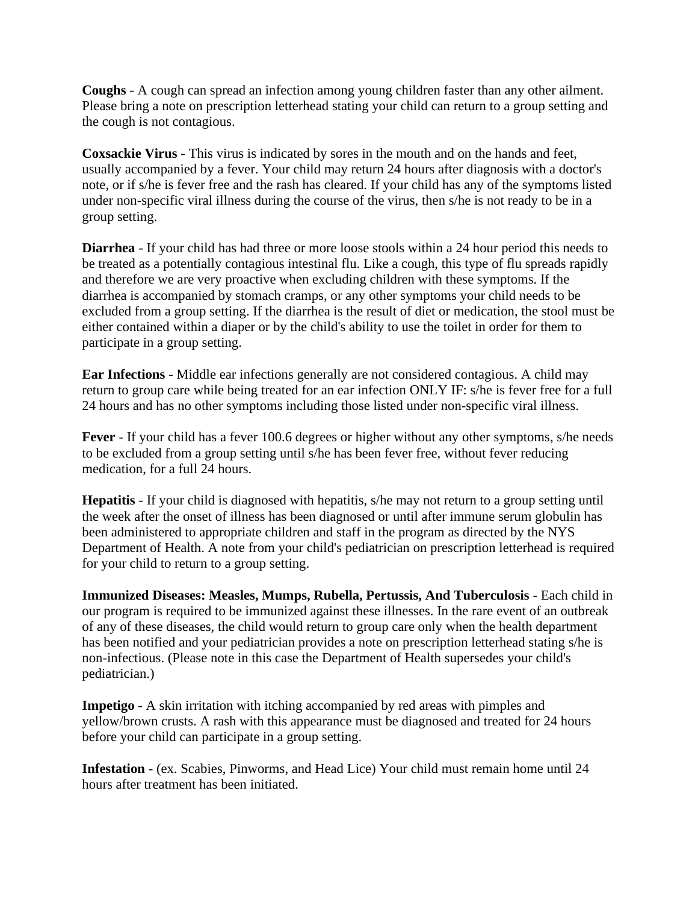**Coughs** - A cough can spread an infection among young children faster than any other ailment. Please bring a note on prescription letterhead stating your child can return to a group setting and the cough is not contagious.

**Coxsackie Virus** - This virus is indicated by sores in the mouth and on the hands and feet, usually accompanied by a fever. Your child may return 24 hours after diagnosis with a doctor's note, or if s/he is fever free and the rash has cleared. If your child has any of the symptoms listed under non-specific viral illness during the course of the virus, then s/he is not ready to be in a group setting.

**Diarrhea** - If your child has had three or more loose stools within a 24 hour period this needs to be treated as a potentially contagious intestinal flu. Like a cough, this type of flu spreads rapidly and therefore we are very proactive when excluding children with these symptoms. If the diarrhea is accompanied by stomach cramps, or any other symptoms your child needs to be excluded from a group setting. If the diarrhea is the result of diet or medication, the stool must be either contained within a diaper or by the child's ability to use the toilet in order for them to participate in a group setting.

**Ear Infections** - Middle ear infections generally are not considered contagious. A child may return to group care while being treated for an ear infection ONLY IF: s/he is fever free for a full 24 hours and has no other symptoms including those listed under non-specific viral illness.

**Fever** - If your child has a fever 100.6 degrees or higher without any other symptoms, s/he needs to be excluded from a group setting until s/he has been fever free, without fever reducing medication, for a full 24 hours.

**Hepatitis** - If your child is diagnosed with hepatitis, s/he may not return to a group setting until the week after the onset of illness has been diagnosed or until after immune serum globulin has been administered to appropriate children and staff in the program as directed by the NYS Department of Health. A note from your child's pediatrician on prescription letterhead is required for your child to return to a group setting.

**Immunized Diseases: Measles, Mumps, Rubella, Pertussis, And Tuberculosis** - Each child in our program is required to be immunized against these illnesses. In the rare event of an outbreak of any of these diseases, the child would return to group care only when the health department has been notified and your pediatrician provides a note on prescription letterhead stating s/he is non-infectious. (Please note in this case the Department of Health supersedes your child's pediatrician.)

**Impetigo** - A skin irritation with itching accompanied by red areas with pimples and yellow/brown crusts. A rash with this appearance must be diagnosed and treated for 24 hours before your child can participate in a group setting.

**Infestation** - (ex. Scabies, Pinworms, and Head Lice) Your child must remain home until 24 hours after treatment has been initiated.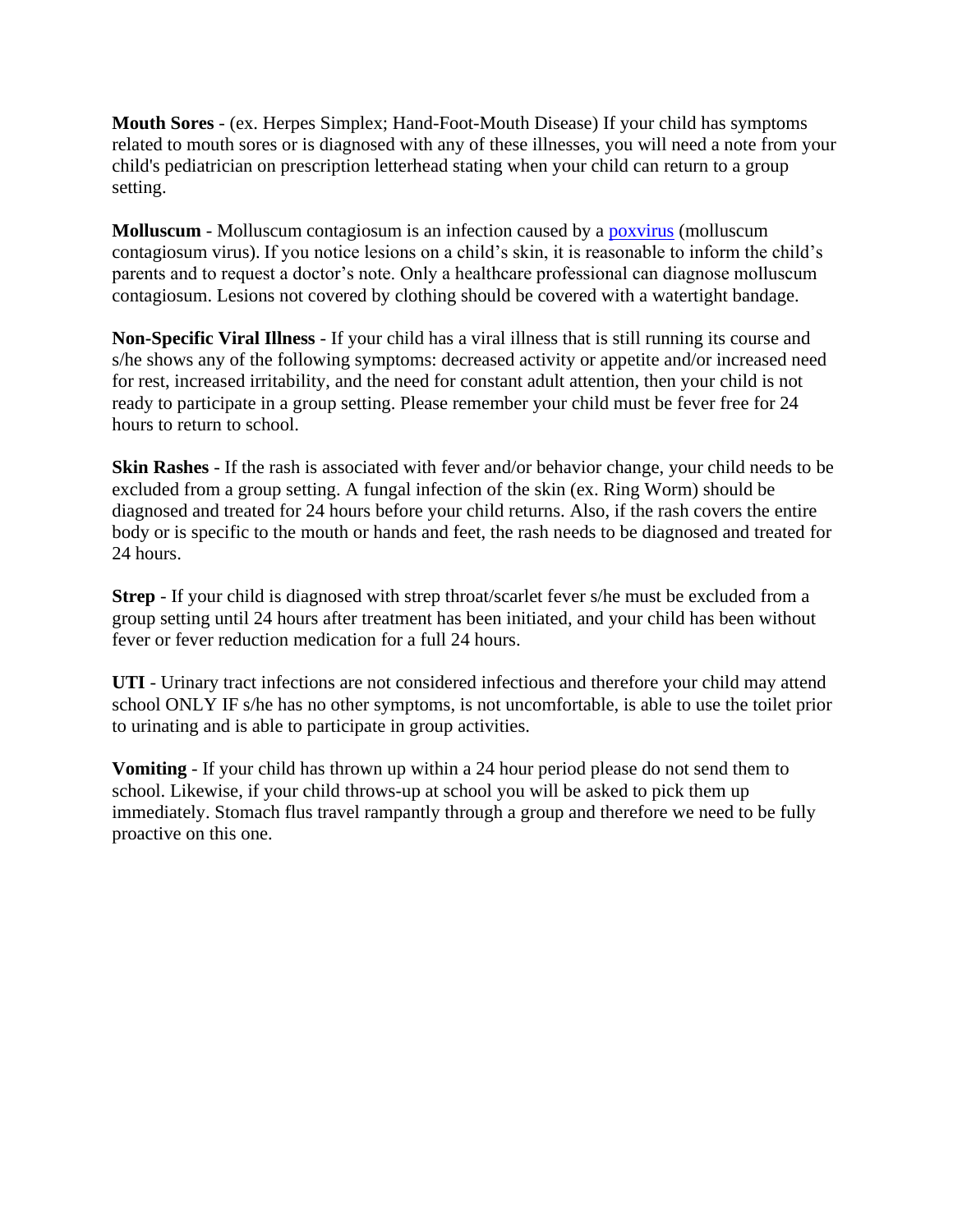**Mouth Sores** - (ex. Herpes Simplex; Hand-Foot-Mouth Disease) If your child has symptoms related to mouth sores or is diagnosed with any of these illnesses, you will need a note from your child's pediatrician on prescription letterhead stating when your child can return to a group setting.

**Molluscum** - Molluscum contagiosum is an infection caused by a poxvirus (molluscum contagiosum virus). If you notice lesions on a child's skin, it is reasonable to inform the child's parents and to request a doctor's note. Only a healthcare professional can diagnose molluscum contagiosum. Lesions not covered by clothing should be covered with a watertight bandage.

**Non-Specific Viral Illness** - If your child has a viral illness that is still running its course and s/he shows any of the following symptoms: decreased activity or appetite and/or increased need for rest, increased irritability, and the need for constant adult attention, then your child is not ready to participate in a group setting. Please remember your child must be fever free for 24 hours to return to school.

**Skin Rashes** - If the rash is associated with fever and/or behavior change, your child needs to be excluded from a group setting. A fungal infection of the skin (ex. Ring Worm) should be diagnosed and treated for 24 hours before your child returns. Also, if the rash covers the entire body or is specific to the mouth or hands and feet, the rash needs to be diagnosed and treated for 24 hours.

**Strep** - If your child is diagnosed with strep throat/scarlet fever s/he must be excluded from a group setting until 24 hours after treatment has been initiated, and your child has been without fever or fever reduction medication for a full 24 hours.

**UTI** - Urinary tract infections are not considered infectious and therefore your child may attend school ONLY IF s/he has no other symptoms, is not uncomfortable, is able to use the toilet prior to urinating and is able to participate in group activities.

**Vomiting** - If your child has thrown up within a 24 hour period please do not send them to school. Likewise, if your child throws-up at school you will be asked to pick them up immediately. Stomach flus travel rampantly through a group and therefore we need to be fully proactive on this one.